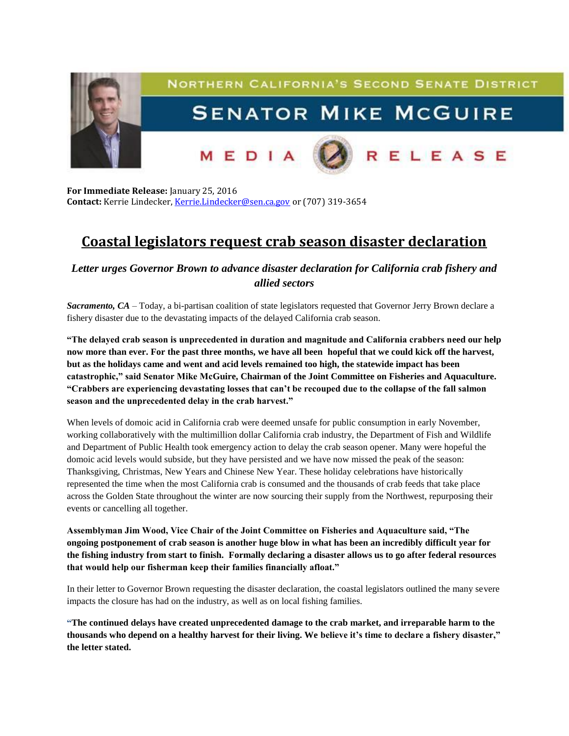NORTHERN CALIFORNIA'S SECOND SENATE DISTRICT

SENATOR MIKE MCGUIRE

MEDIA RELEASE

**For Immediate Release:** January 25, 2016
**Contact:** Kerrie Lindecker, Kerrie.Lindecker@sen.ca.gov or (707) 319-3654

# Coastal legislators request crab season disaster declaration

### *Letter urges Governor Brown to advance disaster declaration for California crab fishery and allied sectors*

***Sacramento, CA*** – Today, a bi-partisan coalition of state legislators requested that Governor Jerry Brown declare a fishery disaster due to the devastating impacts of the delayed California crab season.

**"The delayed crab season is unprecedented in duration and magnitude and California crabbers need our help now more than ever. For the past three months, we have all been hopeful that we could kick off the harvest, but as the holidays came and went and acid levels remained too high, the statewide impact has been catastrophic," said Senator Mike McGuire, Chairman of the Joint Committee on Fisheries and Aquaculture. "Crabbers are experiencing devastating losses that can't be recouped due to the collapse of the fall salmon season and the unprecedented delay in the crab harvest."**

When levels of domoic acid in California crab were deemed unsafe for public consumption in early November, working collaboratively with the multimillion dollar California crab industry, the Department of Fish and Wildlife and Department of Public Health took emergency action to delay the crab season opener. Many were hopeful the domoic acid levels would subside, but they have persisted and we have now missed the peak of the season: Thanksgiving, Christmas, New Years and Chinese New Year. These holiday celebrations have historically represented the time when the most California crab is consumed and the thousands of crab feeds that take place across the Golden State throughout the winter are now sourcing their supply from the Northwest, repurposing their events or cancelling all together.

**Assemblyman Jim Wood, Vice Chair of the Joint Committee on Fisheries and Aquaculture said, "The ongoing postponement of crab season is another huge blow in what has been an incredibly difficult year for the fishing industry from start to finish. Formally declaring a disaster allows us to go after federal resources that would help our fisherman keep their families financially afloat."**

In their letter to Governor Brown requesting the disaster declaration, the coastal legislators outlined the many severe impacts the closure has had on the industry, as well as on local fishing families.

**"The continued delays have created unprecedented damage to the crab market, and irreparable harm to the thousands who depend on a healthy harvest for their living. We believe it's time to declare a fishery disaster," the letter stated.**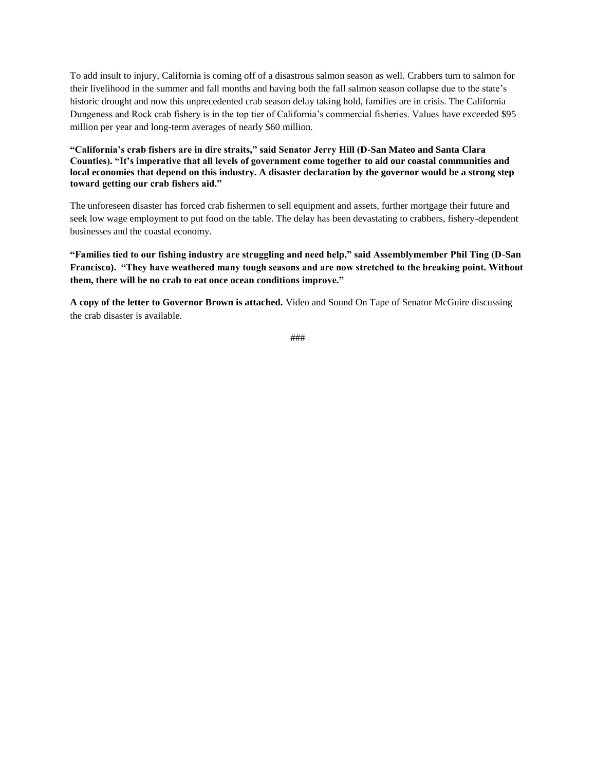To add insult to injury, California is coming off of a disastrous salmon season as well. Crabbers turn to salmon for their livelihood in the summer and fall months and having both the fall salmon season collapse due to the state's historic drought and now this unprecedented crab season delay taking hold, families are in crisis. The California Dungeness and Rock crab fishery is in the top tier of California's commercial fisheries. Values have exceeded $95 million per year and long-term averages of nearly $60 million.

**"California's crab fishers are in dire straits," said Senator Jerry Hill (D-San Mateo and Santa Clara Counties). "It's imperative that all levels of government come together to aid our coastal communities and local economies that depend on this industry. A disaster declaration by the governor would be a strong step toward getting our crab fishers aid."**

The unforeseen disaster has forced crab fishermen to sell equipment and assets, further mortgage their future and seek low wage employment to put food on the table. The delay has been devastating to crabbers, fishery-dependent businesses and the coastal economy.

**"Families tied to our fishing industry are struggling and need help," said Assemblymember Phil Ting (D-San Francisco). "They have weathered many tough seasons and are now stretched to the breaking point. Without them, there will be no crab to eat once ocean conditions improve."**

**A copy of the letter to Governor Brown is attached.** Video and Sound On Tape of Senator McGuire discussing the crab disaster is available.

###